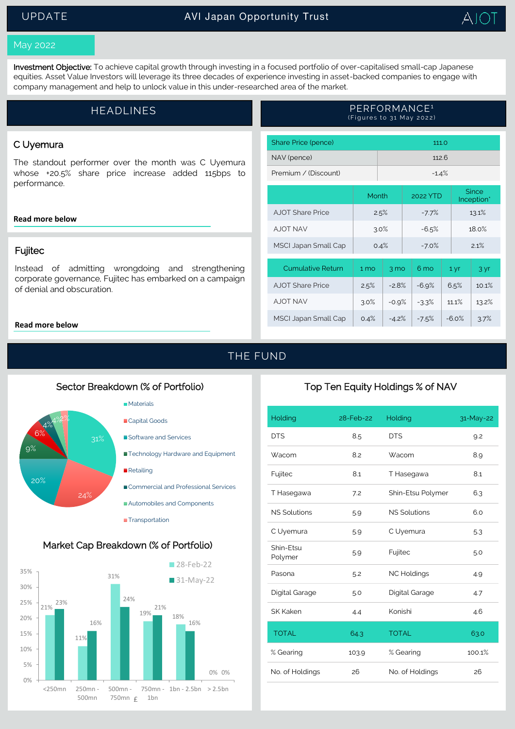UPDATE

# AVI Japan Opportunity Trust

AJOT

May 2022

**Investment Objective:** To achieve capital growth through investing in a focused portfolio of over-capitalised small-cap Japanese equities. Asset Value Investors will leverage its three decades of experience investing in asset-backed companies to engage with company management and help to unlock value in this under-researched area of the market.

## HEADLINES

### C Uyemura

The standout performer over the month was C Uyemura whose +20.5% share price increase added 115bps to performance.

**Read more below**

### Fujitec

Instead of admitting wrongdoing and strengthening corporate governance, Fujitec has embarked on a campaign of denial and obscuration.

**Read more below**

## PERFORMANCE[1]

(Figures to 31 May 2022)

| Share Price (pence) | 111.0 |
|---|---|
| NAV (pence) | 112.6 |
| Premium / (Discount) | -1.4% |

| | Month | 2022 YTD | Since Inception* |
|---|---|---|---|
| AJOT Share Price | 2.5% | -7.7% | 13.1% |
| AJOT NAV | 3.0% | -6.5% | 18.0% |
| MSCI Japan Small Cap | 0.4% | -7.0% | 2.1% |

| Cumulative Return | 1 mo | 3 mo | 6 mo | 1 yr | 3 yr |
|---|---|---|---|---|---|
| AJOT Share Price | 2.5% | -2.8% | -6.9% | 6.5% | 10.1% |
| AJOT NAV | 3.0% | -0.9% | -3.3% | 11.1% | 13.2% |
| MSCI Japan Small Cap | 0.4% | -4.2% | -7.5% | -6.0% | 3.7% |

## THE FUND

### Sector Breakdown (% of Portfolio)

| Sector | % |
|---|---|
| Materials | 31% |
| Capital Goods | 24% |
| Software and Services | 20% |
| Technology Hardware and Equipment | 9% |
| Retailing | 6% |
| Commercial and Professional Services | 4% |
| Automobiles and Components | 4% |
| Transportation | 2% |

### Market Cap Breakdown (% of Portfolio)

| Market Cap (£) | 28-Feb-22 | 31-May-22 |
|---|---|---|
| <250mn | 21% | 23% |
| 250mn - 500mn | 11% | 16% |
| 500mn - 750mn | 31% | 24% |
| 750mn - 1bn | 19% | 21% |
| 1bn - 2.5bn | 18% | 16% |
| > 2.5bn | 0% | 0% |

### Top Ten Equity Holdings % of NAV

| Holding | 28-Feb-22 | Holding | 31-May-22 |
|---|---|---|---|
| DTS | 8.5 | DTS | 9.2 |
| Wacom | 8.2 | Wacom | 8.9 |
| Fujitec | 8.1 | T Hasegawa | 8.1 |
| T Hasegawa | 7.2 | Shin-Etsu Polymer | 6.3 |
| NS Solutions | 5.9 | NS Solutions | 6.0 |
| C Uyemura | 5.9 | C Uyemura | 5.3 |
| Shin-Etsu Polymer | 5.9 | Fujitec | 5.0 |
| Pasona | 5.2 | NC Holdings | 4.9 |
| Digital Garage | 5.0 | Digital Garage | 4.7 |
| SK Kaken | 4.4 | Konishi | 4.6 |
| TOTAL | 64.3 | TOTAL | 63.0 |
| % Gearing | 103.9 | % Gearing | 100.1% |
| No. of Holdings | 26 | No. of Holdings | 26 |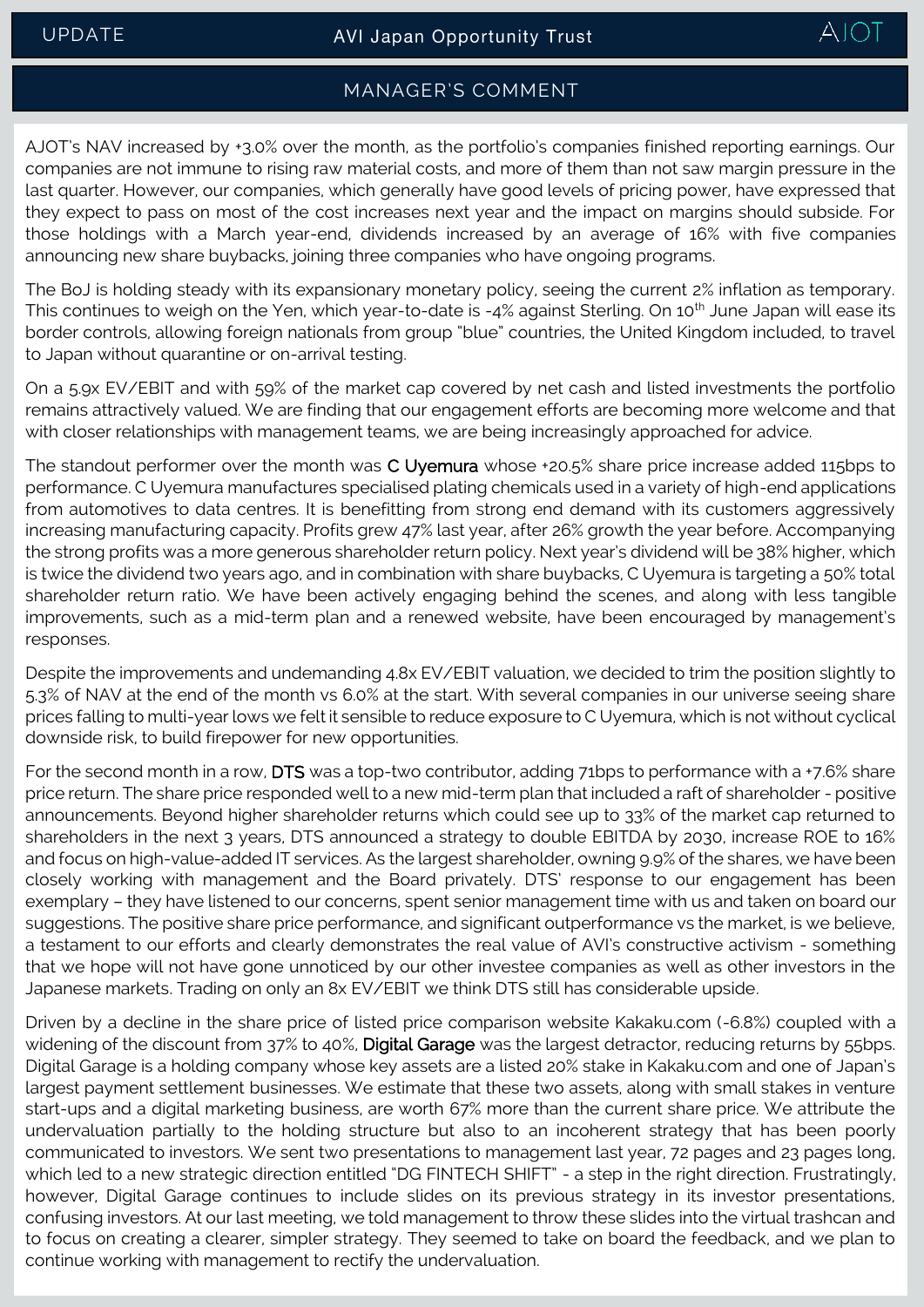## MANAGER'S COMMENT

AJOT's NAV increased by +3.0% over the month, as the portfolio's companies finished reporting earnings. Our companies are not immune to rising raw material costs, and more of them than not saw margin pressure in the last quarter. However, our companies, which generally have good levels of pricing power, have expressed that they expect to pass on most of the cost increases next year and the impact on margins should subside. For those holdings with a March year-end, dividends increased by an average of 16% with five companies announcing new share buybacks, joining three companies who have ongoing programs.

The BoJ is holding steady with its expansionary monetary policy, seeing the current 2% inflation as temporary. This continues to weigh on the Yen, which year-to-date is -4% against Sterling. On 10th June Japan will ease its border controls, allowing foreign nationals from group "blue" countries, the United Kingdom included, to travel to Japan without quarantine or on-arrival testing.

On a 5.9x EV/EBIT and with 59% of the market cap covered by net cash and listed investments the portfolio remains attractively valued. We are finding that our engagement efforts are becoming more welcome and that with closer relationships with management teams, we are being increasingly approached for advice.

The standout performer over the month was **C Uyemura** whose +20.5% share price increase added 115bps to performance. C Uyemura manufactures specialised plating chemicals used in a variety of high-end applications from automotives to data centres. It is benefitting from strong end demand with its customers aggressively increasing manufacturing capacity. Profits grew 47% last year, after 26% growth the year before. Accompanying the strong profits was a more generous shareholder return policy. Next year's dividend will be 38% higher, which is twice the dividend two years ago, and in combination with share buybacks, C Uyemura is targeting a 50% total shareholder return ratio. We have been actively engaging behind the scenes, and along with less tangible improvements, such as a mid-term plan and a renewed website, have been encouraged by management's responses.

Despite the improvements and undemanding 4.8x EV/EBIT valuation, we decided to trim the position slightly to 5.3% of NAV at the end of the month vs 6.0% at the start. With several companies in our universe seeing share prices falling to multi-year lows we felt it sensible to reduce exposure to C Uyemura, which is not without cyclical downside risk, to build firepower for new opportunities.

For the second month in a row, **DTS** was a top-two contributor, adding 71bps to performance with a +7.6% share price return. The share price responded well to a new mid-term plan that included a raft of shareholder - positive announcements. Beyond higher shareholder returns which could see up to 33% of the market cap returned to shareholders in the next 3 years, DTS announced a strategy to double EBITDA by 2030, increase ROE to 16% and focus on high-value-added IT services. As the largest shareholder, owning 9.9% of the shares, we have been closely working with management and the Board privately. DTS' response to our engagement has been exemplary – they have listened to our concerns, spent senior management time with us and taken on board our suggestions. The positive share price performance, and significant outperformance vs the market, is we believe, a testament to our efforts and clearly demonstrates the real value of AVI's constructive activism - something that we hope will not have gone unnoticed by our other investee companies as well as other investors in the Japanese markets. Trading on only an 8x EV/EBIT we think DTS still has considerable upside.

Driven by a decline in the share price of listed price comparison website Kakaku.com (-6.8%) coupled with a widening of the discount from 37% to 40%, **Digital Garage** was the largest detractor, reducing returns by 55bps. Digital Garage is a holding company whose key assets are a listed 20% stake in Kakaku.com and one of Japan's largest payment settlement businesses. We estimate that these two assets, along with small stakes in venture start-ups and a digital marketing business, are worth 67% more than the current share price. We attribute the undervaluation partially to the holding structure but also to an incoherent strategy that has been poorly communicated to investors. We sent two presentations to management last year, 72 pages and 23 pages long, which led to a new strategic direction entitled "DG FINTECH SHIFT" - a step in the right direction. Frustratingly, however, Digital Garage continues to include slides on its previous strategy in its investor presentations, confusing investors. At our last meeting, we told management to throw these slides into the virtual trashcan and to focus on creating a clearer, simpler strategy. They seemed to take on board the feedback, and we plan to continue working with management to rectify the undervaluation.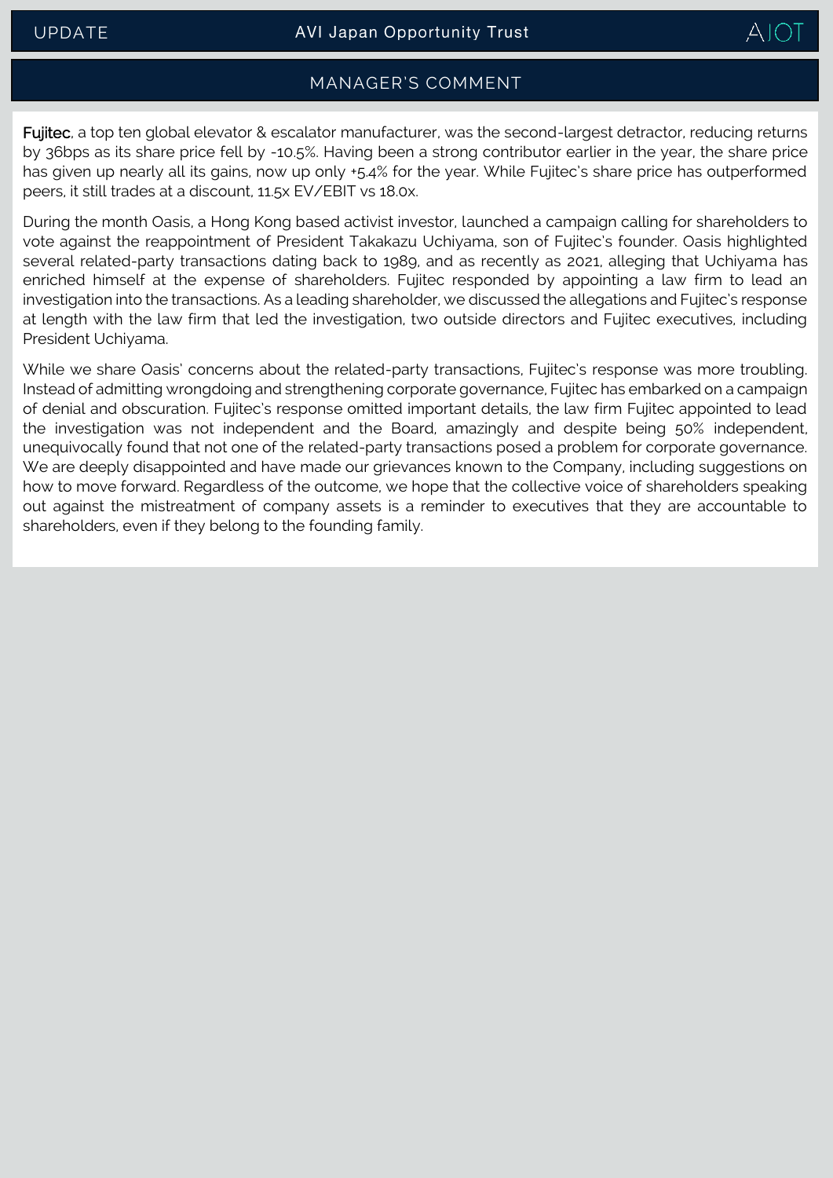## MANAGER'S COMMENT

**Fujitec**, a top ten global elevator & escalator manufacturer, was the second-largest detractor, reducing returns by 36bps as its share price fell by -10.5%. Having been a strong contributor earlier in the year, the share price has given up nearly all its gains, now up only +5.4% for the year. While Fujitec's share price has outperformed peers, it still trades at a discount, 11.5x EV/EBIT vs 18.0x.

During the month Oasis, a Hong Kong based activist investor, launched a campaign calling for shareholders to vote against the reappointment of President Takakazu Uchiyama, son of Fujitec's founder. Oasis highlighted several related-party transactions dating back to 1989, and as recently as 2021, alleging that Uchiyama has enriched himself at the expense of shareholders. Fujitec responded by appointing a law firm to lead an investigation into the transactions. As a leading shareholder, we discussed the allegations and Fujitec's response at length with the law firm that led the investigation, two outside directors and Fujitec executives, including President Uchiyama.

While we share Oasis' concerns about the related-party transactions, Fujitec's response was more troubling. Instead of admitting wrongdoing and strengthening corporate governance, Fujitec has embarked on a campaign of denial and obscuration. Fujitec's response omitted important details, the law firm Fujitec appointed to lead the investigation was not independent and the Board, amazingly and despite being 50% independent, unequivocally found that not one of the related-party transactions posed a problem for corporate governance. We are deeply disappointed and have made our grievances known to the Company, including suggestions on how to move forward. Regardless of the outcome, we hope that the collective voice of shareholders speaking out against the mistreatment of company assets is a reminder to executives that they are accountable to shareholders, even if they belong to the founding family.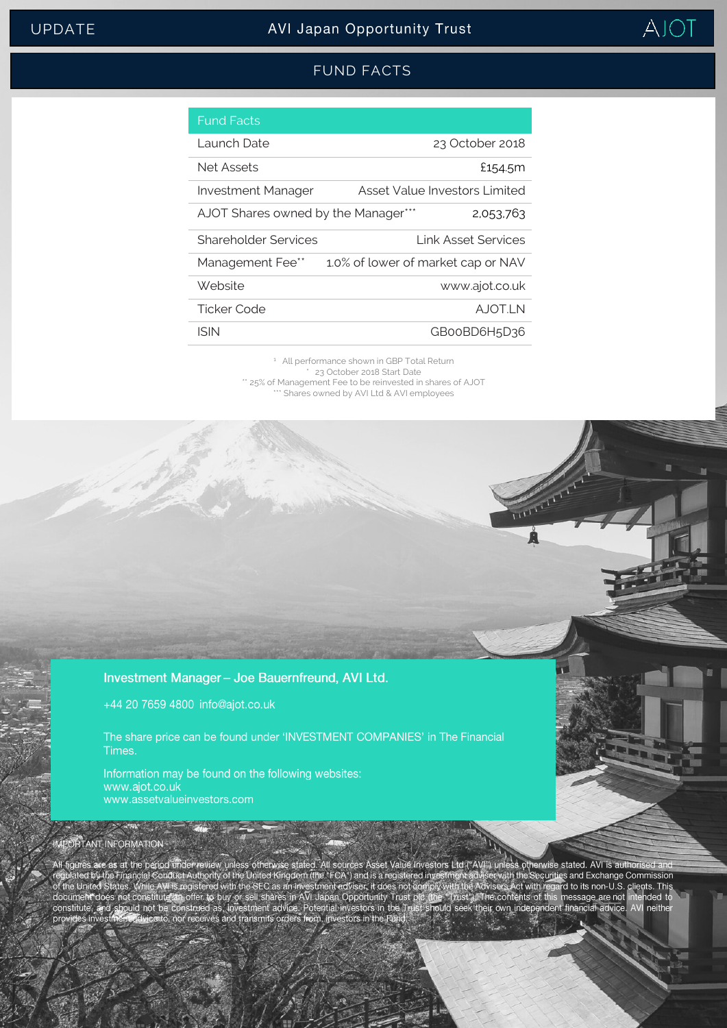# FUND FACTS

| Fund Facts | |
|---|---|
| Launch Date | 23 October 2018 |
| Net Assets | £154.5m |
| Investment Manager | Asset Value Investors Limited |
| AJOT Shares owned by the Manager*** | 2,053,763 |
| Shareholder Services | Link Asset Services |
| Management Fee** | 1.0% of lower of market cap or NAV |
| Website | www.ajot.co.uk |
| Ticker Code | AJOT.LN |
| ISIN | GB00BD6H5D36 |

[1] All performance shown in GBP Total Return
\* 23 October 2018 Start Date
\** 25% of Management Fee to be reinvested in shares of AJOT
\*** Shares owned by AVI Ltd & AVI employees

**Investment Manager – Joe Bauernfreund, AVI Ltd.**

+44 20 7659 4800 info@ajot.co.uk

The share price can be found under 'INVESTMENT COMPANIES' in The Financial Times.

Information may be found on the following websites:
www.ajot.co.uk
www.assetvalueinvestors.com

IMPORTANT INFORMATION

All figures are as at the period under review unless otherwise stated. All sources Asset Value Investors Ltd ("AVI") unless otherwise stated. AVI is authorised and regulated by the Financial Conduct Authority of the United Kingdom (the "FCA") and is a registered investment adviser with the Securities and Exchange Commission of the United States. While AVI is registered with the SEC as an investment adviser, it does not comply with the Advisers Act with regard to its non-U.S. clients. This document does not constitute an offer to buy or sell shares in AVI Japan Opportunity Trust plc (the "Trust"). The contents of this message are not intended to constitute, and should not be construed as, investment advice. Potential investors in the Trust should seek their own independent financial advice. AVI neither provides investment advice to, nor receives and transmits orders from, investors in the Fund.